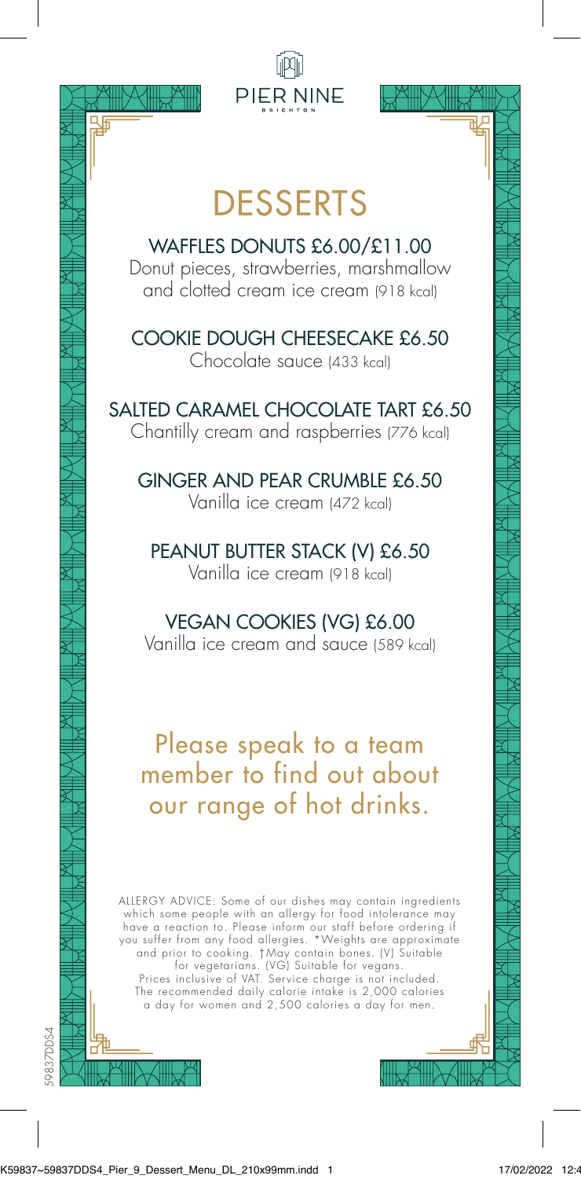PIER NINE
BRIGHTON

# DESSERTS

### WAFFLES DONUTS £6.00/£11.00
Donut pieces, strawberries, marshmallow and clotted cream ice cream (918 kcal)

### COOKIE DOUGH CHEESECAKE £6.50
Chocolate sauce (433 kcal)

### SALTED CARAMEL CHOCOLATE TART £6.50
Chantilly cream and raspberries (776 kcal)

### GINGER AND PEAR CRUMBLE £6.50
Vanilla ice cream (472 kcal)

### PEANUT BUTTER STACK (V) £6.50
Vanilla ice cream (918 kcal)

### VEGAN COOKIES (VG) £6.00
Vanilla ice cream and sauce (589 kcal)

## Please speak to a team member to find out about our range of hot drinks.

ALLERGY ADVICE: Some of our dishes may contain ingredients which some people with an allergy for food intolerance may have a reaction to. Please inform our staff before ordering if you suffer from any food allergies. *Weights are approximate and prior to cooking. †May contain bones. (V) Suitable for vegetarians. (VG) Suitable for vegans. Prices inclusive of VAT. Service charge is not included. The recommended daily calorie intake is 2,000 calories a day for women and 2,500 calories a day for men.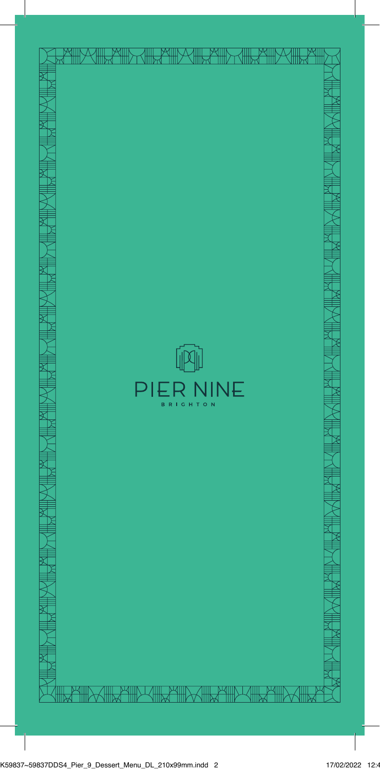PIER NINE

BRIGHTON